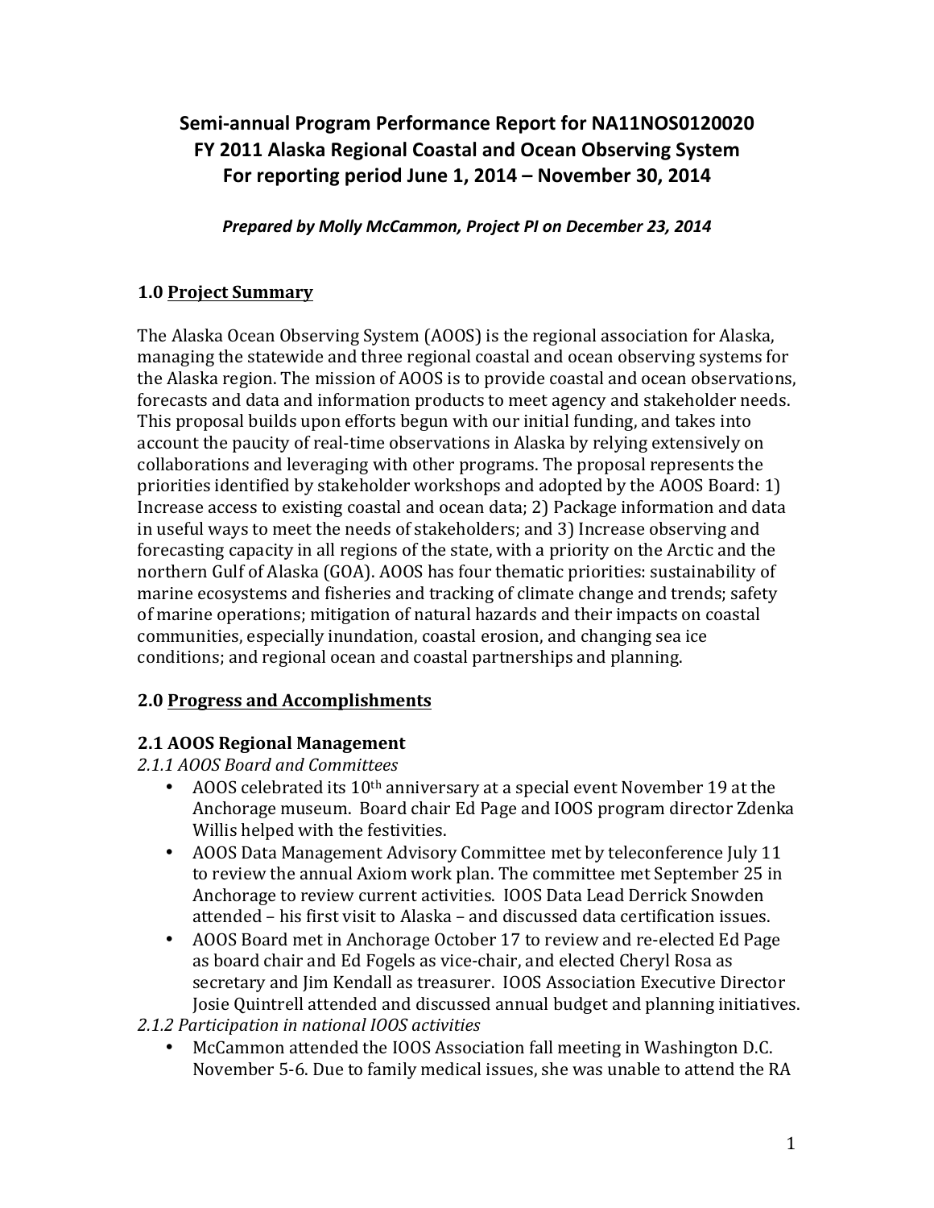# Semi-annual Program Performance Report for NA11NOS0120020
# FY 2011 Alaska Regional Coastal and Ocean Observing System
# For reporting period June 1, 2014 – November 30, 2014

***Prepared by Molly McCammon, Project PI on December 23, 2014***

## 1.0 Project Summary

The Alaska Ocean Observing System (AOOS) is the regional association for Alaska, managing the statewide and three regional coastal and ocean observing systems for the Alaska region. The mission of AOOS is to provide coastal and ocean observations, forecasts and data and information products to meet agency and stakeholder needs. This proposal builds upon efforts begun with our initial funding, and takes into account the paucity of real-time observations in Alaska by relying extensively on collaborations and leveraging with other programs. The proposal represents the priorities identified by stakeholder workshops and adopted by the AOOS Board: 1) Increase access to existing coastal and ocean data; 2) Package information and data in useful ways to meet the needs of stakeholders; and 3) Increase observing and forecasting capacity in all regions of the state, with a priority on the Arctic and the northern Gulf of Alaska (GOA). AOOS has four thematic priorities: sustainability of marine ecosystems and fisheries and tracking of climate change and trends; safety of marine operations; mitigation of natural hazards and their impacts on coastal communities, especially inundation, coastal erosion, and changing sea ice conditions; and regional ocean and coastal partnerships and planning.

## 2.0 Progress and Accomplishments

### 2.1 AOOS Regional Management

*2.1.1 AOOS Board and Committees*

- AOOS celebrated its 10th anniversary at a special event November 19 at the Anchorage museum. Board chair Ed Page and IOOS program director Zdenka Willis helped with the festivities.
- AOOS Data Management Advisory Committee met by teleconference July 11 to review the annual Axiom work plan. The committee met September 25 in Anchorage to review current activities. IOOS Data Lead Derrick Snowden attended – his first visit to Alaska – and discussed data certification issues.
- AOOS Board met in Anchorage October 17 to review and re-elected Ed Page as board chair and Ed Fogels as vice-chair, and elected Cheryl Rosa as secretary and Jim Kendall as treasurer. IOOS Association Executive Director Josie Quintrell attended and discussed annual budget and planning initiatives.

*2.1.2 Participation in national IOOS activities*

- McCammon attended the IOOS Association fall meeting in Washington D.C. November 5-6. Due to family medical issues, she was unable to attend the RA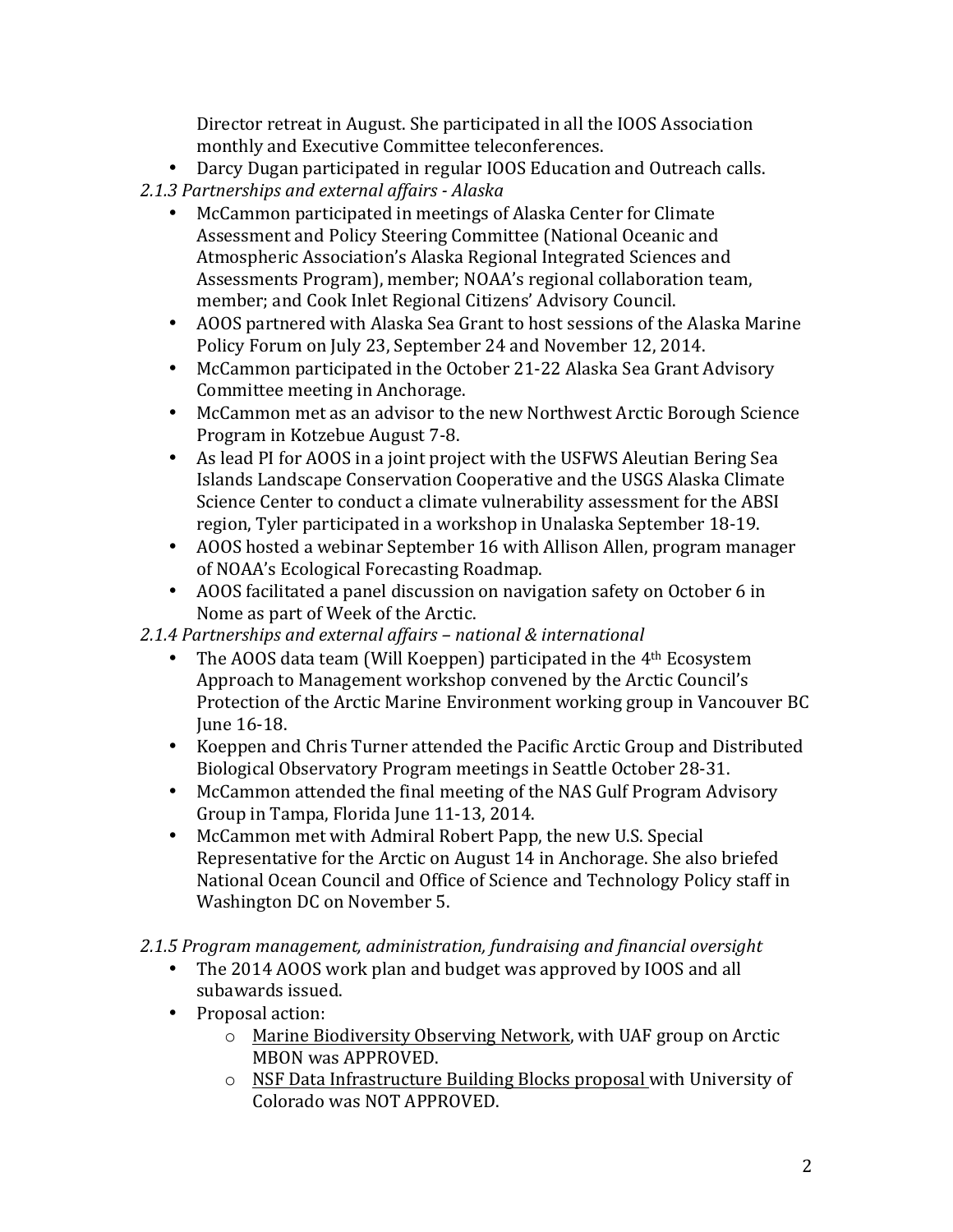Director retreat in August. She participated in all the IOOS Association monthly and Executive Committee teleconferences.

- Darcy Dugan participated in regular IOOS Education and Outreach calls.

*2.1.3 Partnerships and external affairs - Alaska*

- McCammon participated in meetings of Alaska Center for Climate Assessment and Policy Steering Committee (National Oceanic and Atmospheric Association's Alaska Regional Integrated Sciences and Assessments Program), member; NOAA's regional collaboration team, member; and Cook Inlet Regional Citizens' Advisory Council.
- AOOS partnered with Alaska Sea Grant to host sessions of the Alaska Marine Policy Forum on July 23, September 24 and November 12, 2014.
- McCammon participated in the October 21-22 Alaska Sea Grant Advisory Committee meeting in Anchorage.
- McCammon met as an advisor to the new Northwest Arctic Borough Science Program in Kotzebue August 7-8.
- As lead PI for AOOS in a joint project with the USFWS Aleutian Bering Sea Islands Landscape Conservation Cooperative and the USGS Alaska Climate Science Center to conduct a climate vulnerability assessment for the ABSI region, Tyler participated in a workshop in Unalaska September 18-19.
- AOOS hosted a webinar September 16 with Allison Allen, program manager of NOAA's Ecological Forecasting Roadmap.
- AOOS facilitated a panel discussion on navigation safety on October 6 in Nome as part of Week of the Arctic.

*2.1.4 Partnerships and external affairs – national & international*

- The AOOS data team (Will Koeppen) participated in the 4th Ecosystem Approach to Management workshop convened by the Arctic Council's Protection of the Arctic Marine Environment working group in Vancouver BC June 16-18.
- Koeppen and Chris Turner attended the Pacific Arctic Group and Distributed Biological Observatory Program meetings in Seattle October 28-31.
- McCammon attended the final meeting of the NAS Gulf Program Advisory Group in Tampa, Florida June 11-13, 2014.
- McCammon met with Admiral Robert Papp, the new U.S. Special Representative for the Arctic on August 14 in Anchorage. She also briefed National Ocean Council and Office of Science and Technology Policy staff in Washington DC on November 5.

*2.1.5 Program management, administration, fundraising and financial oversight*

- The 2014 AOOS work plan and budget was approved by IOOS and all subawards issued.
- Proposal action:
  - Marine Biodiversity Observing Network, with UAF group on Arctic MBON was APPROVED.
  - NSF Data Infrastructure Building Blocks proposal with University of Colorado was NOT APPROVED.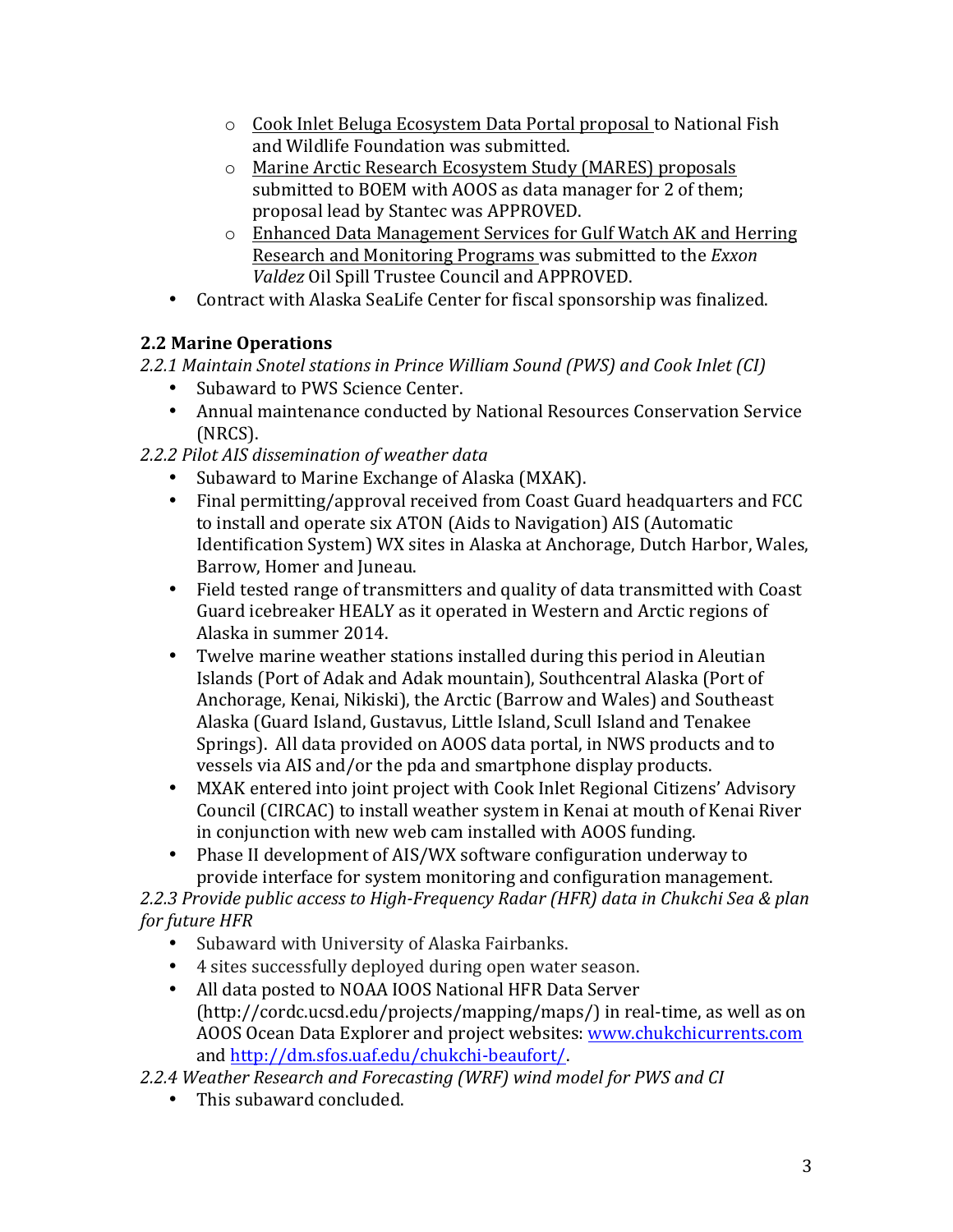- Cook Inlet Beluga Ecosystem Data Portal proposal to National Fish and Wildlife Foundation was submitted.
    - Marine Arctic Research Ecosystem Study (MARES) proposals submitted to BOEM with AOOS as data manager for 2 of them; proposal lead by Stantec was APPROVED.
    - Enhanced Data Management Services for Gulf Watch AK and Herring Research and Monitoring Programs was submitted to the *Exxon Valdez* Oil Spill Trustee Council and APPROVED.
- Contract with Alaska SeaLife Center for fiscal sponsorship was finalized.

### 2.2 Marine Operations

*2.2.1 Maintain Snotel stations in Prince William Sound (PWS) and Cook Inlet (CI)*

- Subaward to PWS Science Center.
- Annual maintenance conducted by National Resources Conservation Service (NRCS).

*2.2.2 Pilot AIS dissemination of weather data*

- Subaward to Marine Exchange of Alaska (MXAK).
- Final permitting/approval received from Coast Guard headquarters and FCC to install and operate six ATON (Aids to Navigation) AIS (Automatic Identification System) WX sites in Alaska at Anchorage, Dutch Harbor, Wales, Barrow, Homer and Juneau.
- Field tested range of transmitters and quality of data transmitted with Coast Guard icebreaker HEALY as it operated in Western and Arctic regions of Alaska in summer 2014.
- Twelve marine weather stations installed during this period in Aleutian Islands (Port of Adak and Adak mountain), Southcentral Alaska (Port of Anchorage, Kenai, Nikiski), the Arctic (Barrow and Wales) and Southeast Alaska (Guard Island, Gustavus, Little Island, Scull Island and Tenakee Springs). All data provided on AOOS data portal, in NWS products and to vessels via AIS and/or the pda and smartphone display products.
- MXAK entered into joint project with Cook Inlet Regional Citizens' Advisory Council (CIRCAC) to install weather system in Kenai at mouth of Kenai River in conjunction with new web cam installed with AOOS funding.
- Phase II development of AIS/WX software configuration underway to provide interface for system monitoring and configuration management.

*2.2.3 Provide public access to High-Frequency Radar (HFR) data in Chukchi Sea & plan for future HFR*

- Subaward with University of Alaska Fairbanks.
- 4 sites successfully deployed during open water season.
- All data posted to NOAA IOOS National HFR Data Server (http://cordc.ucsd.edu/projects/mapping/maps/) in real-time, as well as on AOOS Ocean Data Explorer and project websites: www.chukchicurrents.com and http://dm.sfos.uaf.edu/chukchi-beaufort/.

*2.2.4 Weather Research and Forecasting (WRF) wind model for PWS and CI*

- This subaward concluded.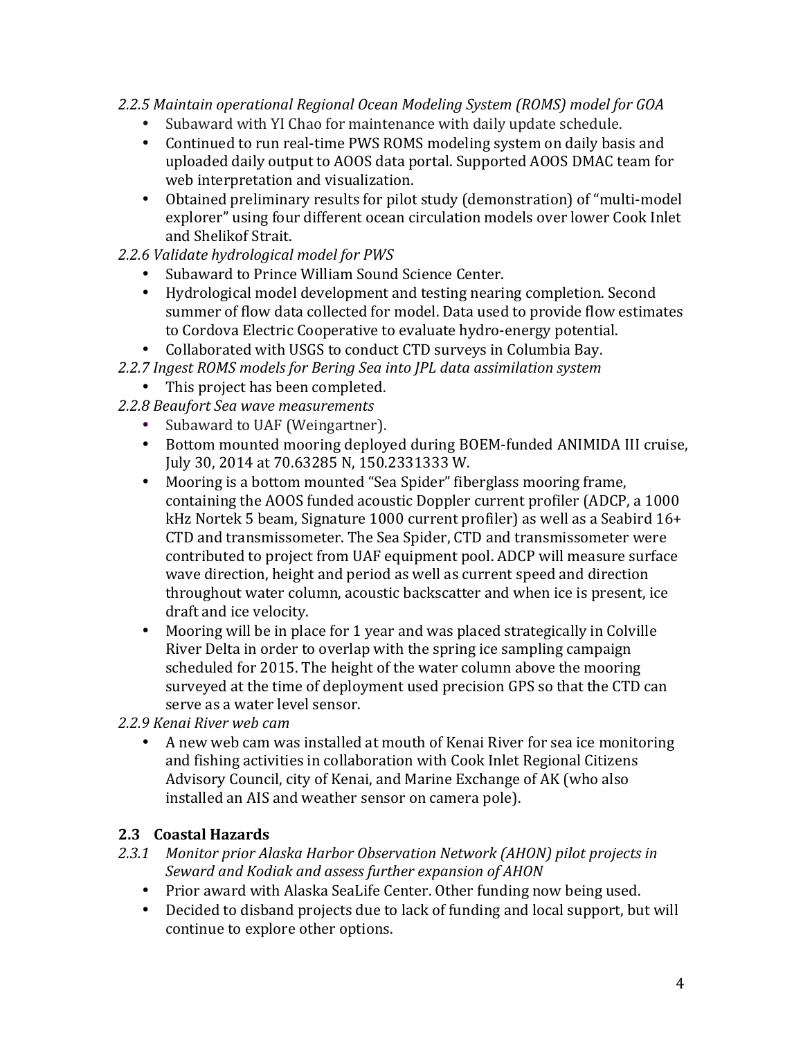*2.2.5 Maintain operational Regional Ocean Modeling System (ROMS) model for GOA*

- Subaward with YI Chao for maintenance with daily update schedule.
- Continued to run real-time PWS ROMS modeling system on daily basis and uploaded daily output to AOOS data portal. Supported AOOS DMAC team for web interpretation and visualization.
- Obtained preliminary results for pilot study (demonstration) of "multi-model explorer" using four different ocean circulation models over lower Cook Inlet and Shelikof Strait.

*2.2.6 Validate hydrological model for PWS*

- Subaward to Prince William Sound Science Center.
- Hydrological model development and testing nearing completion. Second summer of flow data collected for model. Data used to provide flow estimates to Cordova Electric Cooperative to evaluate hydro-energy potential.
- Collaborated with USGS to conduct CTD surveys in Columbia Bay.

*2.2.7 Ingest ROMS models for Bering Sea into JPL data assimilation system*

- This project has been completed.

*2.2.8 Beaufort Sea wave measurements*

- Subaward to UAF (Weingartner).
- Bottom mounted mooring deployed during BOEM-funded ANIMIDA III cruise, July 30, 2014 at 70.63285 N, 150.2331333 W.
- Mooring is a bottom mounted "Sea Spider" fiberglass mooring frame, containing the AOOS funded acoustic Doppler current profiler (ADCP, a 1000 kHz Nortek 5 beam, Signature 1000 current profiler) as well as a Seabird 16+ CTD and transmissometer. The Sea Spider, CTD and transmissometer were contributed to project from UAF equipment pool. ADCP will measure surface wave direction, height and period as well as current speed and direction throughout water column, acoustic backscatter and when ice is present, ice draft and ice velocity.
- Mooring will be in place for 1 year and was placed strategically in Colville River Delta in order to overlap with the spring ice sampling campaign scheduled for 2015. The height of the water column above the mooring surveyed at the time of deployment used precision GPS so that the CTD can serve as a water level sensor.

*2.2.9 Kenai River web cam*

- A new web cam was installed at mouth of Kenai River for sea ice monitoring and fishing activities in collaboration with Cook Inlet Regional Citizens Advisory Council, city of Kenai, and Marine Exchange of AK (who also installed an AIS and weather sensor on camera pole).

## 2.3 Coastal Hazards

*2.3.1 Monitor prior Alaska Harbor Observation Network (AHON) pilot projects in Seward and Kodiak and assess further expansion of AHON*

- Prior award with Alaska SeaLife Center. Other funding now being used.
- Decided to disband projects due to lack of funding and local support, but will continue to explore other options.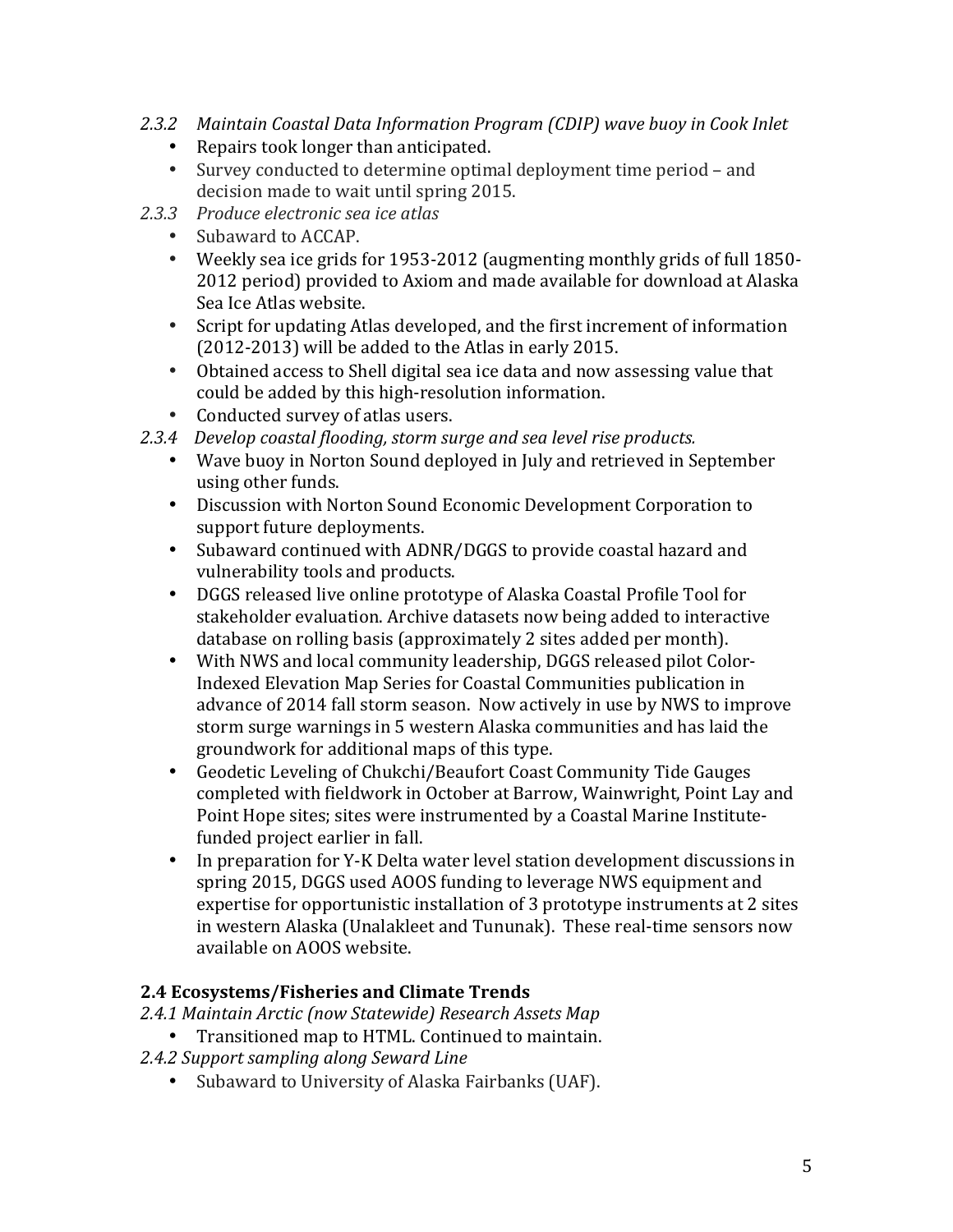*2.3.2 Maintain Coastal Data Information Program (CDIP) wave buoy in Cook Inlet*

- Repairs took longer than anticipated.
- Survey conducted to determine optimal deployment time period – and decision made to wait until spring 2015.

*2.3.3 Produce electronic sea ice atlas*

- Subaward to ACCAP.
- Weekly sea ice grids for 1953-2012 (augmenting monthly grids of full 1850-2012 period) provided to Axiom and made available for download at Alaska Sea Ice Atlas website.
- Script for updating Atlas developed, and the first increment of information (2012-2013) will be added to the Atlas in early 2015.
- Obtained access to Shell digital sea ice data and now assessing value that could be added by this high-resolution information.
- Conducted survey of atlas users.

*2.3.4 Develop coastal flooding, storm surge and sea level rise products.*

- Wave buoy in Norton Sound deployed in July and retrieved in September using other funds.
- Discussion with Norton Sound Economic Development Corporation to support future deployments.
- Subaward continued with ADNR/DGGS to provide coastal hazard and vulnerability tools and products.
- DGGS released live online prototype of Alaska Coastal Profile Tool for stakeholder evaluation. Archive datasets now being added to interactive database on rolling basis (approximately 2 sites added per month).
- With NWS and local community leadership, DGGS released pilot Color-Indexed Elevation Map Series for Coastal Communities publication in advance of 2014 fall storm season. Now actively in use by NWS to improve storm surge warnings in 5 western Alaska communities and has laid the groundwork for additional maps of this type.
- Geodetic Leveling of Chukchi/Beaufort Coast Community Tide Gauges completed with fieldwork in October at Barrow, Wainwright, Point Lay and Point Hope sites; sites were instrumented by a Coastal Marine Institute-funded project earlier in fall.
- In preparation for Y-K Delta water level station development discussions in spring 2015, DGGS used AOOS funding to leverage NWS equipment and expertise for opportunistic installation of 3 prototype instruments at 2 sites in western Alaska (Unalakleet and Tununak). These real-time sensors now available on AOOS website.

### 2.4 Ecosystems/Fisheries and Climate Trends

*2.4.1 Maintain Arctic (now Statewide) Research Assets Map*

- Transitioned map to HTML. Continued to maintain.

*2.4.2 Support sampling along Seward Line*

- Subaward to University of Alaska Fairbanks (UAF).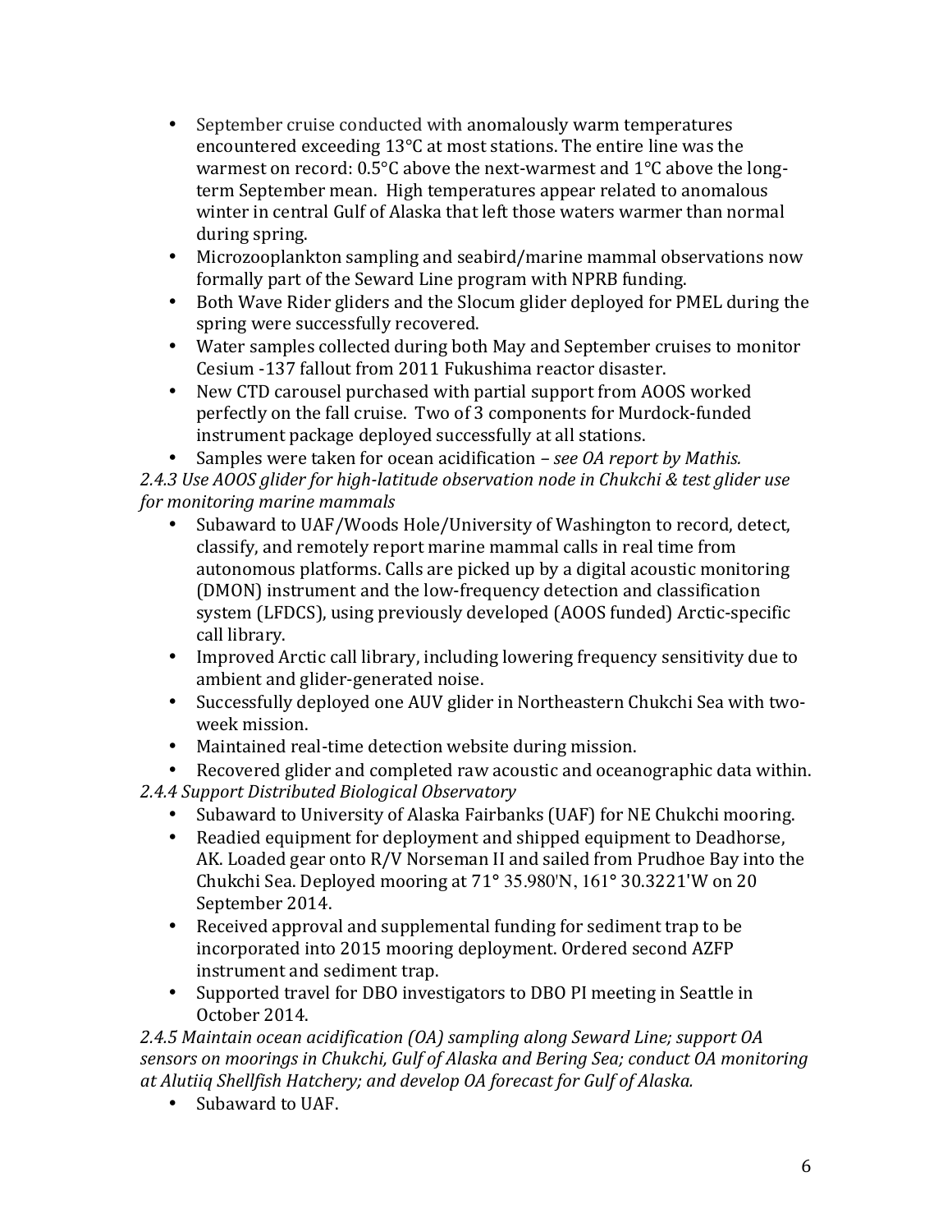- September cruise conducted with anomalously warm temperatures encountered exceeding 13°C at most stations. The entire line was the warmest on record: 0.5°C above the next-warmest and 1°C above the long-term September mean. High temperatures appear related to anomalous winter in central Gulf of Alaska that left those waters warmer than normal during spring.
- Microzooplankton sampling and seabird/marine mammal observations now formally part of the Seward Line program with NPRB funding.
- Both Wave Rider gliders and the Slocum glider deployed for PMEL during the spring were successfully recovered.
- Water samples collected during both May and September cruises to monitor Cesium -137 fallout from 2011 Fukushima reactor disaster.
- New CTD carousel purchased with partial support from AOOS worked perfectly on the fall cruise. Two of 3 components for Murdock-funded instrument package deployed successfully at all stations.
- Samples were taken for ocean acidification – *see OA report by Mathis.*

*2.4.3 Use AOOS glider for high-latitude observation node in Chukchi & test glider use for monitoring marine mammals*

- Subaward to UAF/Woods Hole/University of Washington to record, detect, classify, and remotely report marine mammal calls in real time from autonomous platforms. Calls are picked up by a digital acoustic monitoring (DMON) instrument and the low-frequency detection and classification system (LFDCS), using previously developed (AOOS funded) Arctic-specific call library.
- Improved Arctic call library, including lowering frequency sensitivity due to ambient and glider-generated noise.
- Successfully deployed one AUV glider in Northeastern Chukchi Sea with two-week mission.
- Maintained real-time detection website during mission.
- Recovered glider and completed raw acoustic and oceanographic data within.

*2.4.4 Support Distributed Biological Observatory*

- Subaward to University of Alaska Fairbanks (UAF) for NE Chukchi mooring.
- Readied equipment for deployment and shipped equipment to Deadhorse, AK. Loaded gear onto R/V Norseman II and sailed from Prudhoe Bay into the Chukchi Sea. Deployed mooring at 71° 35.980'N, 161° 30.3221'W on 20 September 2014.
- Received approval and supplemental funding for sediment trap to be incorporated into 2015 mooring deployment. Ordered second AZFP instrument and sediment trap.
- Supported travel for DBO investigators to DBO PI meeting in Seattle in October 2014.

*2.4.5 Maintain ocean acidification (OA) sampling along Seward Line; support OA sensors on moorings in Chukchi, Gulf of Alaska and Bering Sea; conduct OA monitoring at Alutiiq Shellfish Hatchery; and develop OA forecast for Gulf of Alaska.*

- Subaward to UAF.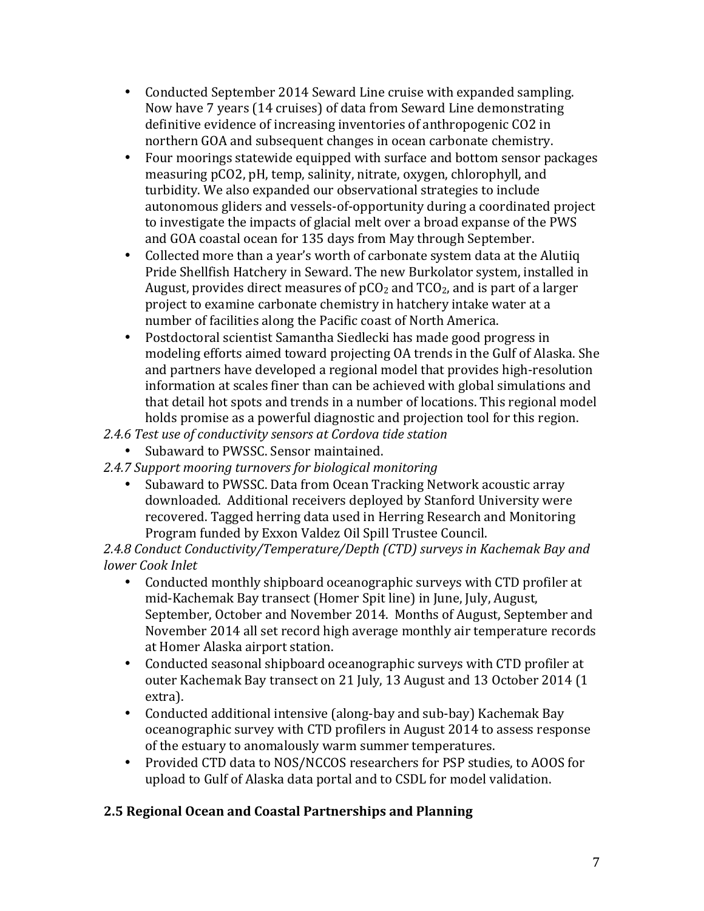- Conducted September 2014 Seward Line cruise with expanded sampling. Now have 7 years (14 cruises) of data from Seward Line demonstrating definitive evidence of increasing inventories of anthropogenic CO2 in northern GOA and subsequent changes in ocean carbonate chemistry.
- Four moorings statewide equipped with surface and bottom sensor packages measuring pCO2, pH, temp, salinity, nitrate, oxygen, chlorophyll, and turbidity. We also expanded our observational strategies to include autonomous gliders and vessels-of-opportunity during a coordinated project to investigate the impacts of glacial melt over a broad expanse of the PWS and GOA coastal ocean for 135 days from May through September.
- Collected more than a year's worth of carbonate system data at the Alutiiq Pride Shellfish Hatchery in Seward. The new Burkolator system, installed in August, provides direct measures of $pCO_2$ and $TCO_2$, and is part of a larger project to examine carbonate chemistry in hatchery intake water at a number of facilities along the Pacific coast of North America.
- Postdoctoral scientist Samantha Siedlecki has made good progress in modeling efforts aimed toward projecting OA trends in the Gulf of Alaska. She and partners have developed a regional model that provides high-resolution information at scales finer than can be achieved with global simulations and that detail hot spots and trends in a number of locations. This regional model holds promise as a powerful diagnostic and projection tool for this region.

*2.4.6 Test use of conductivity sensors at Cordova tide station*

- Subaward to PWSSC. Sensor maintained.

*2.4.7 Support mooring turnovers for biological monitoring*

- Subaward to PWSSC. Data from Ocean Tracking Network acoustic array downloaded. Additional receivers deployed by Stanford University were recovered. Tagged herring data used in Herring Research and Monitoring Program funded by Exxon Valdez Oil Spill Trustee Council.

*2.4.8 Conduct Conductivity/Temperature/Depth (CTD) surveys in Kachemak Bay and lower Cook Inlet*

- Conducted monthly shipboard oceanographic surveys with CTD profiler at mid-Kachemak Bay transect (Homer Spit line) in June, July, August, September, October and November 2014. Months of August, September and November 2014 all set record high average monthly air temperature records at Homer Alaska airport station.
- Conducted seasonal shipboard oceanographic surveys with CTD profiler at outer Kachemak Bay transect on 21 July, 13 August and 13 October 2014 (1 extra).
- Conducted additional intensive (along-bay and sub-bay) Kachemak Bay oceanographic survey with CTD profilers in August 2014 to assess response of the estuary to anomalously warm summer temperatures.
- Provided CTD data to NOS/NCCOS researchers for PSP studies, to AOOS for upload to Gulf of Alaska data portal and to CSDL for model validation.

## 2.5 Regional Ocean and Coastal Partnerships and Planning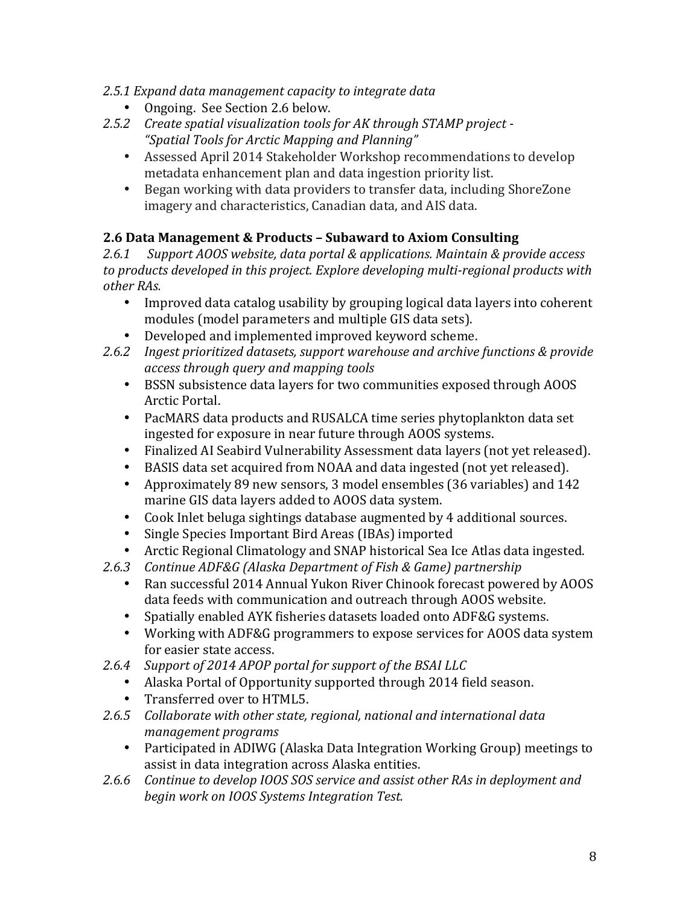*2.5.1 Expand data management capacity to integrate data*

- Ongoing. See Section 2.6 below.

*2.5.2 Create spatial visualization tools for AK through STAMP project - "Spatial Tools for Arctic Mapping and Planning"*

- Assessed April 2014 Stakeholder Workshop recommendations to develop metadata enhancement plan and data ingestion priority list.
- Began working with data providers to transfer data, including ShoreZone imagery and characteristics, Canadian data, and AIS data.

### 2.6 Data Management & Products – Subaward to Axiom Consulting

*2.6.1 Support AOOS website, data portal & applications. Maintain & provide access to products developed in this project. Explore developing multi-regional products with other RAs.*

- Improved data catalog usability by grouping logical data layers into coherent modules (model parameters and multiple GIS data sets).
- Developed and implemented improved keyword scheme.

*2.6.2 Ingest prioritized datasets, support warehouse and archive functions & provide access through query and mapping tools*

- BSSN subsistence data layers for two communities exposed through AOOS Arctic Portal.
- PacMARS data products and RUSALCA time series phytoplankton data set ingested for exposure in near future through AOOS systems.
- Finalized AI Seabird Vulnerability Assessment data layers (not yet released).
- BASIS data set acquired from NOAA and data ingested (not yet released).
- Approximately 89 new sensors, 3 model ensembles (36 variables) and 142 marine GIS data layers added to AOOS data system.
- Cook Inlet beluga sightings database augmented by 4 additional sources.
- Single Species Important Bird Areas (IBAs) imported
- Arctic Regional Climatology and SNAP historical Sea Ice Atlas data ingested.

*2.6.3 Continue ADF&G (Alaska Department of Fish & Game) partnership*

- Ran successful 2014 Annual Yukon River Chinook forecast powered by AOOS data feeds with communication and outreach through AOOS website.
- Spatially enabled AYK fisheries datasets loaded onto ADF&G systems.
- Working with ADF&G programmers to expose services for AOOS data system for easier state access.

*2.6.4 Support of 2014 APOP portal for support of the BSAI LLC*

- Alaska Portal of Opportunity supported through 2014 field season.
- Transferred over to HTML5.

*2.6.5 Collaborate with other state, regional, national and international data management programs*

- Participated in ADIWG (Alaska Data Integration Working Group) meetings to assist in data integration across Alaska entities.

*2.6.6 Continue to develop IOOS SOS service and assist other RAs in deployment and begin work on IOOS Systems Integration Test.*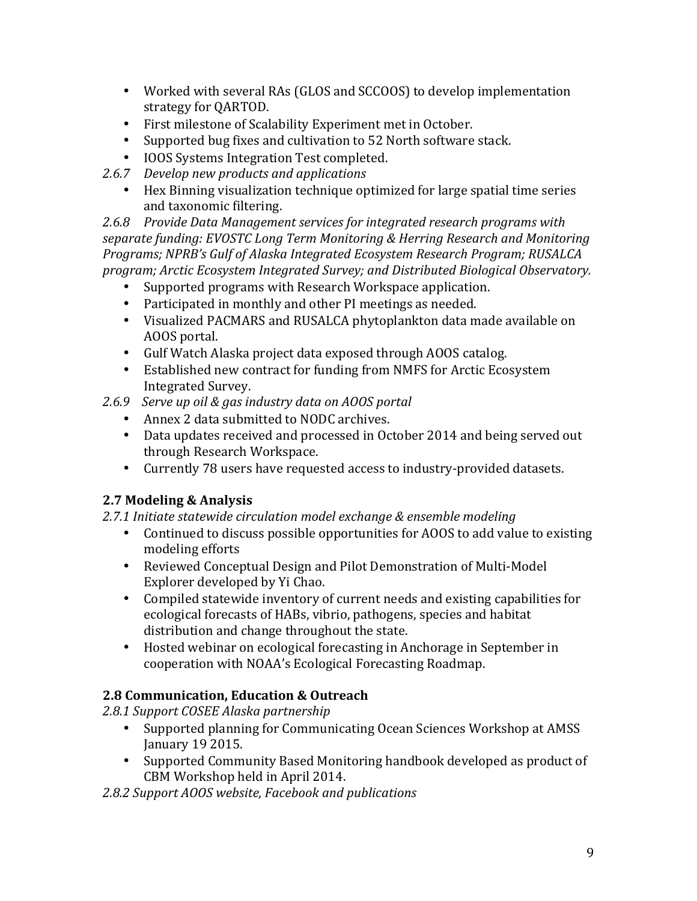- Worked with several RAs (GLOS and SCCOOS) to develop implementation strategy for QARTOD.
- First milestone of Scalability Experiment met in October.
- Supported bug fixes and cultivation to 52 North software stack.
- IOOS Systems Integration Test completed.

*2.6.7 Develop new products and applications*

- Hex Binning visualization technique optimized for large spatial time series and taxonomic filtering.

*2.6.8 Provide Data Management services for integrated research programs with separate funding: EVOSTC Long Term Monitoring & Herring Research and Monitoring Programs; NPRB's Gulf of Alaska Integrated Ecosystem Research Program; RUSALCA program; Arctic Ecosystem Integrated Survey; and Distributed Biological Observatory.*

- Supported programs with Research Workspace application.
- Participated in monthly and other PI meetings as needed.
- Visualized PACMARS and RUSALCA phytoplankton data made available on AOOS portal.
- Gulf Watch Alaska project data exposed through AOOS catalog.
- Established new contract for funding from NMFS for Arctic Ecosystem Integrated Survey.

*2.6.9 Serve up oil & gas industry data on AOOS portal*

- Annex 2 data submitted to NODC archives.
- Data updates received and processed in October 2014 and being served out through Research Workspace.
- Currently 78 users have requested access to industry-provided datasets.

### 2.7 Modeling & Analysis

*2.7.1 Initiate statewide circulation model exchange & ensemble modeling*

- Continued to discuss possible opportunities for AOOS to add value to existing modeling efforts
- Reviewed Conceptual Design and Pilot Demonstration of Multi-Model Explorer developed by Yi Chao.
- Compiled statewide inventory of current needs and existing capabilities for ecological forecasts of HABs, vibrio, pathogens, species and habitat distribution and change throughout the state.
- Hosted webinar on ecological forecasting in Anchorage in September in cooperation with NOAA's Ecological Forecasting Roadmap.

### 2.8 Communication, Education & Outreach

*2.8.1 Support COSEE Alaska partnership*

- Supported planning for Communicating Ocean Sciences Workshop at AMSS January 19 2015.
- Supported Community Based Monitoring handbook developed as product of CBM Workshop held in April 2014.

*2.8.2 Support AOOS website, Facebook and publications*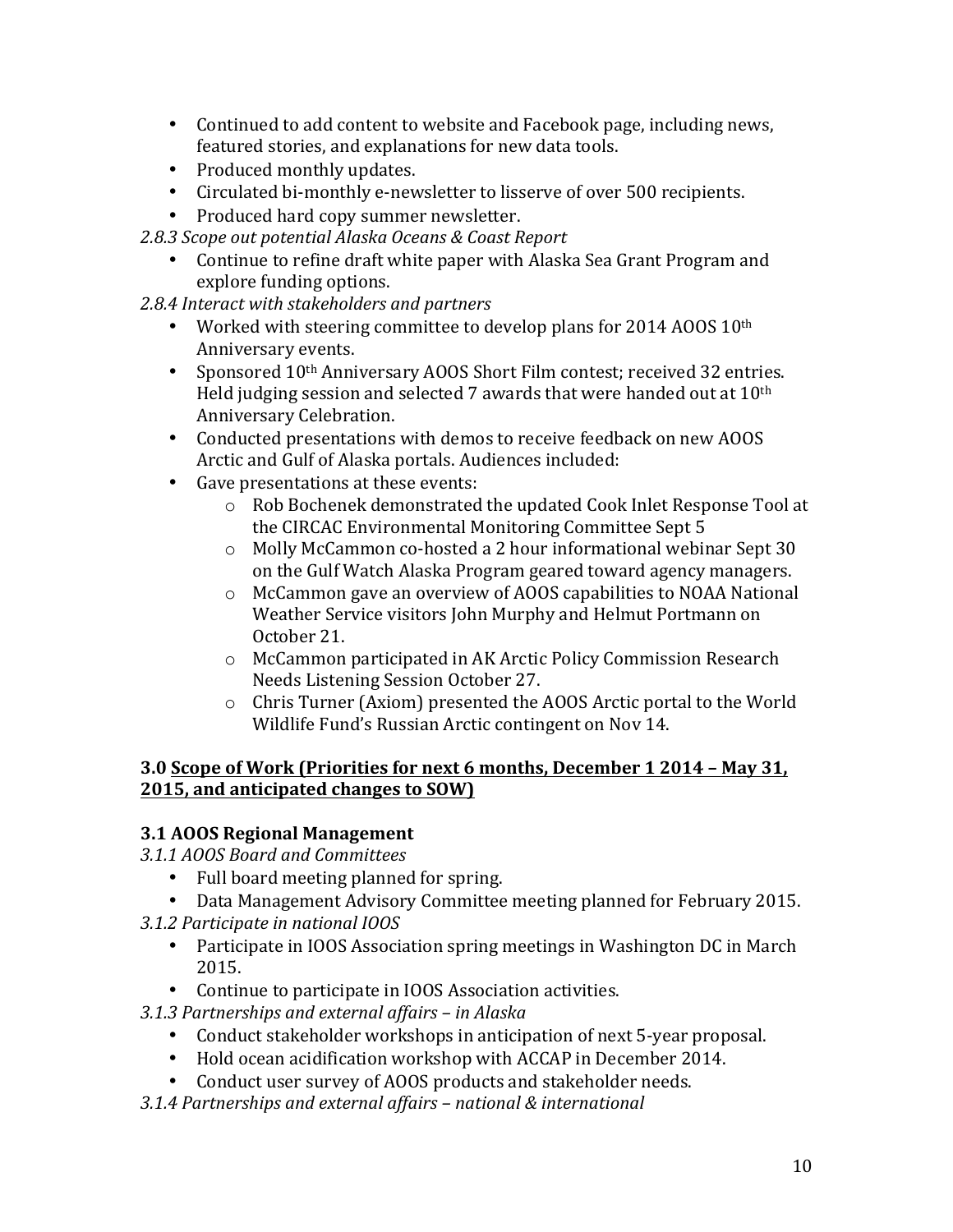- Continued to add content to website and Facebook page, including news, featured stories, and explanations for new data tools.
- Produced monthly updates.
- Circulated bi-monthly e-newsletter to lisserve of over 500 recipients.
- Produced hard copy summer newsletter.

*2.8.3 Scope out potential Alaska Oceans & Coast Report*

- Continue to refine draft white paper with Alaska Sea Grant Program and explore funding options.

*2.8.4 Interact with stakeholders and partners*

- Worked with steering committee to develop plans for 2014 AOOS 10th Anniversary events.
- Sponsored 10th Anniversary AOOS Short Film contest; received 32 entries. Held judging session and selected 7 awards that were handed out at 10th Anniversary Celebration.
- Conducted presentations with demos to receive feedback on new AOOS Arctic and Gulf of Alaska portals. Audiences included:
- Gave presentations at these events:
  - Rob Bochenek demonstrated the updated Cook Inlet Response Tool at the CIRCAC Environmental Monitoring Committee Sept 5
  - Molly McCammon co-hosted a 2 hour informational webinar Sept 30 on the Gulf Watch Alaska Program geared toward agency managers.
  - McCammon gave an overview of AOOS capabilities to NOAA National Weather Service visitors John Murphy and Helmut Portmann on October 21.
  - McCammon participated in AK Arctic Policy Commission Research Needs Listening Session October 27.
  - Chris Turner (Axiom) presented the AOOS Arctic portal to the World Wildlife Fund's Russian Arctic contingent on Nov 14.

## 3.0 Scope of Work (Priorities for next 6 months, December 1 2014 – May 31, 2015, and anticipated changes to SOW)

### 3.1 AOOS Regional Management

*3.1.1 AOOS Board and Committees*

- Full board meeting planned for spring.
- Data Management Advisory Committee meeting planned for February 2015.

*3.1.2 Participate in national IOOS*

- Participate in IOOS Association spring meetings in Washington DC in March 2015.
- Continue to participate in IOOS Association activities.

*3.1.3 Partnerships and external affairs – in Alaska*

- Conduct stakeholder workshops in anticipation of next 5-year proposal.
- Hold ocean acidification workshop with ACCAP in December 2014.
- Conduct user survey of AOOS products and stakeholder needs.

*3.1.4 Partnerships and external affairs – national & international*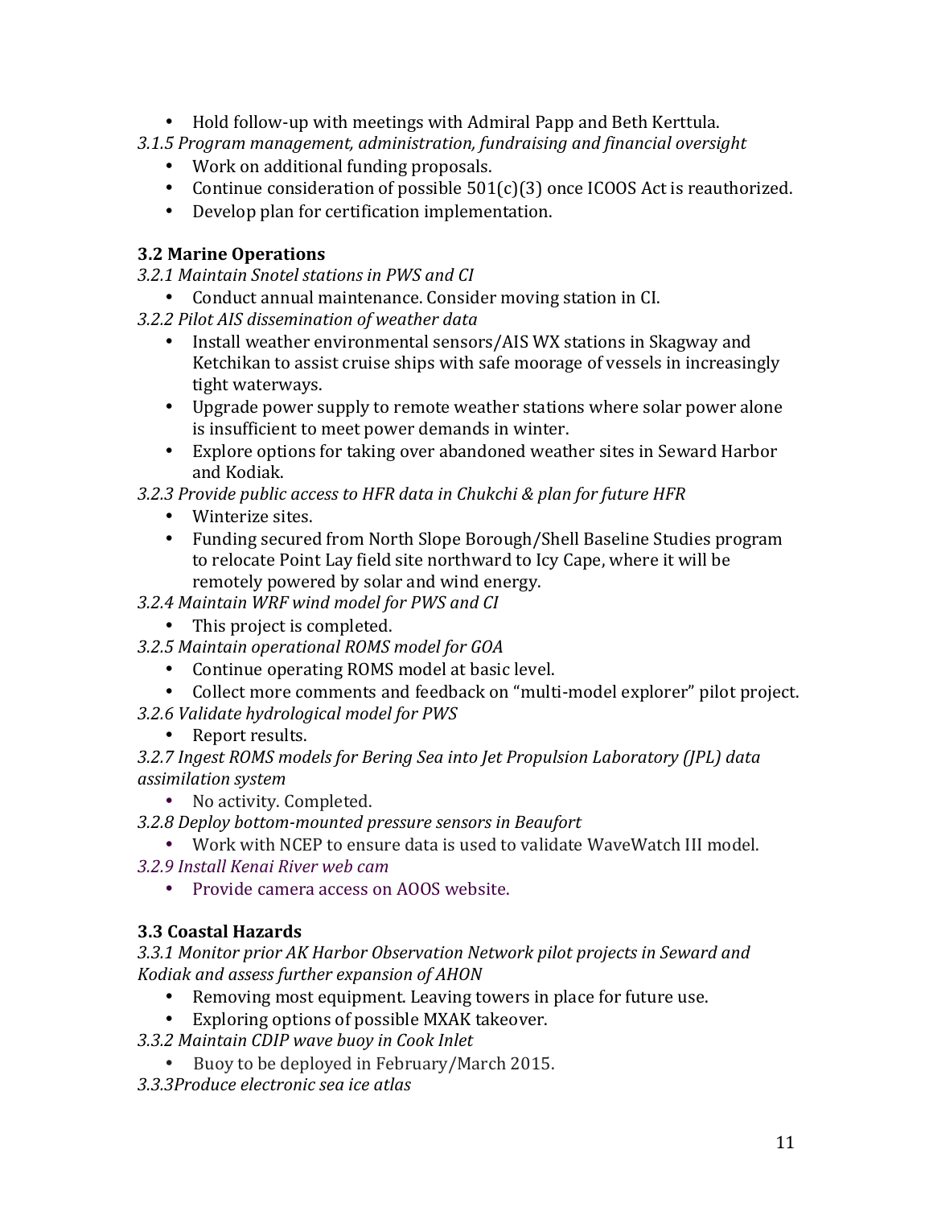- Hold follow-up with meetings with Admiral Papp and Beth Kerttula.

*3.1.5 Program management, administration, fundraising and financial oversight*

- Work on additional funding proposals.
- Continue consideration of possible 501(c)(3) once ICOOS Act is reauthorized.
- Develop plan for certification implementation.

**3.2 Marine Operations**

*3.2.1 Maintain Snotel stations in PWS and CI*

- Conduct annual maintenance. Consider moving station in CI.

*3.2.2 Pilot AIS dissemination of weather data*

- Install weather environmental sensors/AIS WX stations in Skagway and Ketchikan to assist cruise ships with safe moorage of vessels in increasingly tight waterways.
- Upgrade power supply to remote weather stations where solar power alone is insufficient to meet power demands in winter.
- Explore options for taking over abandoned weather sites in Seward Harbor and Kodiak.

*3.2.3 Provide public access to HFR data in Chukchi & plan for future HFR*

- Winterize sites.
- Funding secured from North Slope Borough/Shell Baseline Studies program to relocate Point Lay field site northward to Icy Cape, where it will be remotely powered by solar and wind energy.

*3.2.4 Maintain WRF wind model for PWS and CI*

- This project is completed.

*3.2.5 Maintain operational ROMS model for GOA*

- Continue operating ROMS model at basic level.
- Collect more comments and feedback on "multi-model explorer" pilot project.

*3.2.6 Validate hydrological model for PWS*

- Report results.

*3.2.7 Ingest ROMS models for Bering Sea into Jet Propulsion Laboratory (JPL) data assimilation system*

- No activity. Completed.

*3.2.8 Deploy bottom-mounted pressure sensors in Beaufort*

- Work with NCEP to ensure data is used to validate WaveWatch III model.

*3.2.9 Install Kenai River web cam*

- Provide camera access on AOOS website.

**3.3 Coastal Hazards**

*3.3.1 Monitor prior AK Harbor Observation Network pilot projects in Seward and Kodiak and assess further expansion of AHON*

- Removing most equipment. Leaving towers in place for future use.
- Exploring options of possible MXAK takeover.

*3.3.2 Maintain CDIP wave buoy in Cook Inlet*

- Buoy to be deployed in February/March 2015.

*3.3.3Produce electronic sea ice atlas*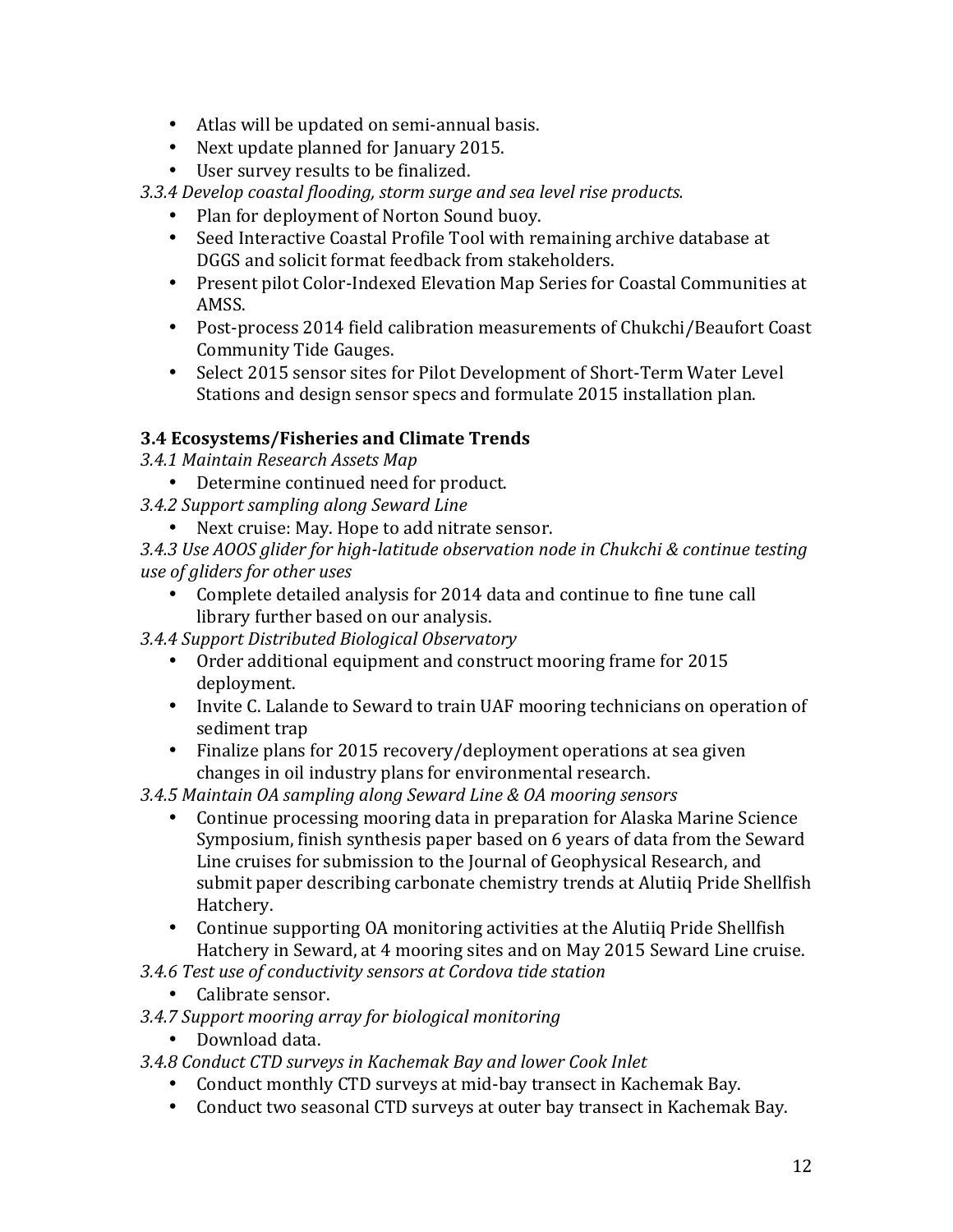- Atlas will be updated on semi-annual basis.
- Next update planned for January 2015.
- User survey results to be finalized.

*3.3.4 Develop coastal flooding, storm surge and sea level rise products.*

- Plan for deployment of Norton Sound buoy.
- Seed Interactive Coastal Profile Tool with remaining archive database at DGGS and solicit format feedback from stakeholders.
- Present pilot Color-Indexed Elevation Map Series for Coastal Communities at AMSS.
- Post-process 2014 field calibration measurements of Chukchi/Beaufort Coast Community Tide Gauges.
- Select 2015 sensor sites for Pilot Development of Short-Term Water Level Stations and design sensor specs and formulate 2015 installation plan.

### 3.4 Ecosystems/Fisheries and Climate Trends

*3.4.1 Maintain Research Assets Map*

- Determine continued need for product.

*3.4.2 Support sampling along Seward Line*

- Next cruise: May. Hope to add nitrate sensor.

*3.4.3 Use AOOS glider for high-latitude observation node in Chukchi & continue testing use of gliders for other uses*

- Complete detailed analysis for 2014 data and continue to fine tune call library further based on our analysis.

*3.4.4 Support Distributed Biological Observatory*

- Order additional equipment and construct mooring frame for 2015 deployment.
- Invite C. Lalande to Seward to train UAF mooring technicians on operation of sediment trap
- Finalize plans for 2015 recovery/deployment operations at sea given changes in oil industry plans for environmental research.

*3.4.5 Maintain OA sampling along Seward Line & OA mooring sensors*

- Continue processing mooring data in preparation for Alaska Marine Science Symposium, finish synthesis paper based on 6 years of data from the Seward Line cruises for submission to the Journal of Geophysical Research, and submit paper describing carbonate chemistry trends at Alutiiq Pride Shellfish Hatchery.
- Continue supporting OA monitoring activities at the Alutiiq Pride Shellfish Hatchery in Seward, at 4 mooring sites and on May 2015 Seward Line cruise.

*3.4.6 Test use of conductivity sensors at Cordova tide station*

- Calibrate sensor.

*3.4.7 Support mooring array for biological monitoring*

- Download data.

*3.4.8 Conduct CTD surveys in Kachemak Bay and lower Cook Inlet*

- Conduct monthly CTD surveys at mid-bay transect in Kachemak Bay.
- Conduct two seasonal CTD surveys at outer bay transect in Kachemak Bay.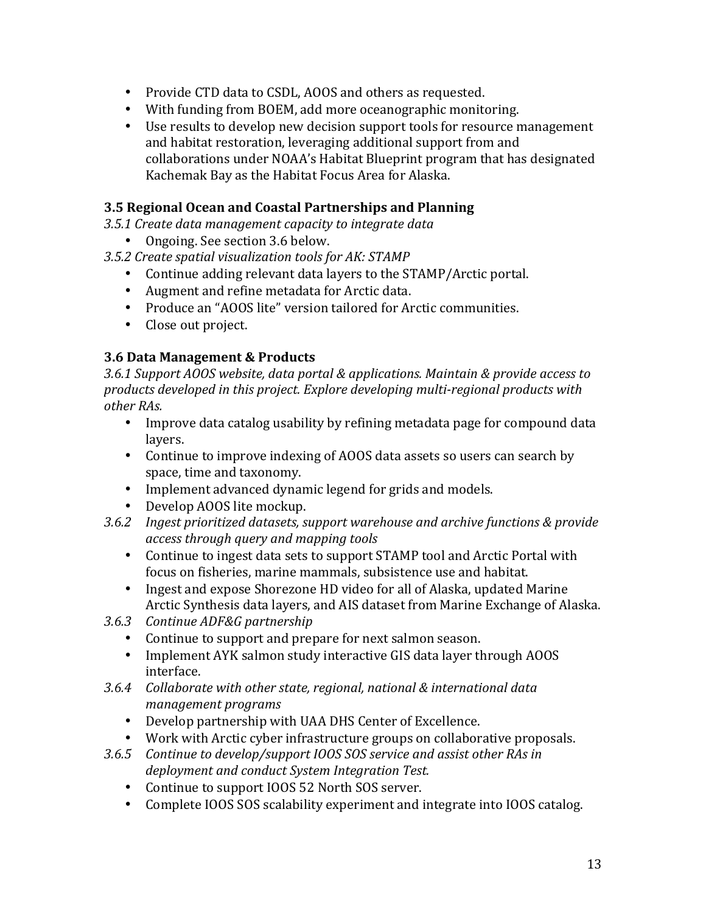- Provide CTD data to CSDL, AOOS and others as requested.
- With funding from BOEM, add more oceanographic monitoring.
- Use results to develop new decision support tools for resource management and habitat restoration, leveraging additional support from and collaborations under NOAA's Habitat Blueprint program that has designated Kachemak Bay as the Habitat Focus Area for Alaska.

### 3.5 Regional Ocean and Coastal Partnerships and Planning

*3.5.1 Create data management capacity to integrate data*

- Ongoing. See section 3.6 below.

*3.5.2 Create spatial visualization tools for AK: STAMP*

- Continue adding relevant data layers to the STAMP/Arctic portal.
- Augment and refine metadata for Arctic data.
- Produce an "AOOS lite" version tailored for Arctic communities.
- Close out project.

### 3.6 Data Management & Products

*3.6.1 Support AOOS website, data portal & applications. Maintain & provide access to products developed in this project. Explore developing multi-regional products with other RAs.*

- Improve data catalog usability by refining metadata page for compound data layers.
- Continue to improve indexing of AOOS data assets so users can search by space, time and taxonomy.
- Implement advanced dynamic legend for grids and models.
- Develop AOOS lite mockup.

*3.6.2 Ingest prioritized datasets, support warehouse and archive functions & provide access through query and mapping tools*

- Continue to ingest data sets to support STAMP tool and Arctic Portal with focus on fisheries, marine mammals, subsistence use and habitat.
- Ingest and expose Shorezone HD video for all of Alaska, updated Marine Arctic Synthesis data layers, and AIS dataset from Marine Exchange of Alaska.

*3.6.3 Continue ADF&G partnership*

- Continue to support and prepare for next salmon season.
- Implement AYK salmon study interactive GIS data layer through AOOS interface.

*3.6.4 Collaborate with other state, regional, national & international data management programs*

- Develop partnership with UAA DHS Center of Excellence.
- Work with Arctic cyber infrastructure groups on collaborative proposals.

*3.6.5 Continue to develop/support IOOS SOS service and assist other RAs in deployment and conduct System Integration Test.*

- Continue to support IOOS 52 North SOS server.
- Complete IOOS SOS scalability experiment and integrate into IOOS catalog.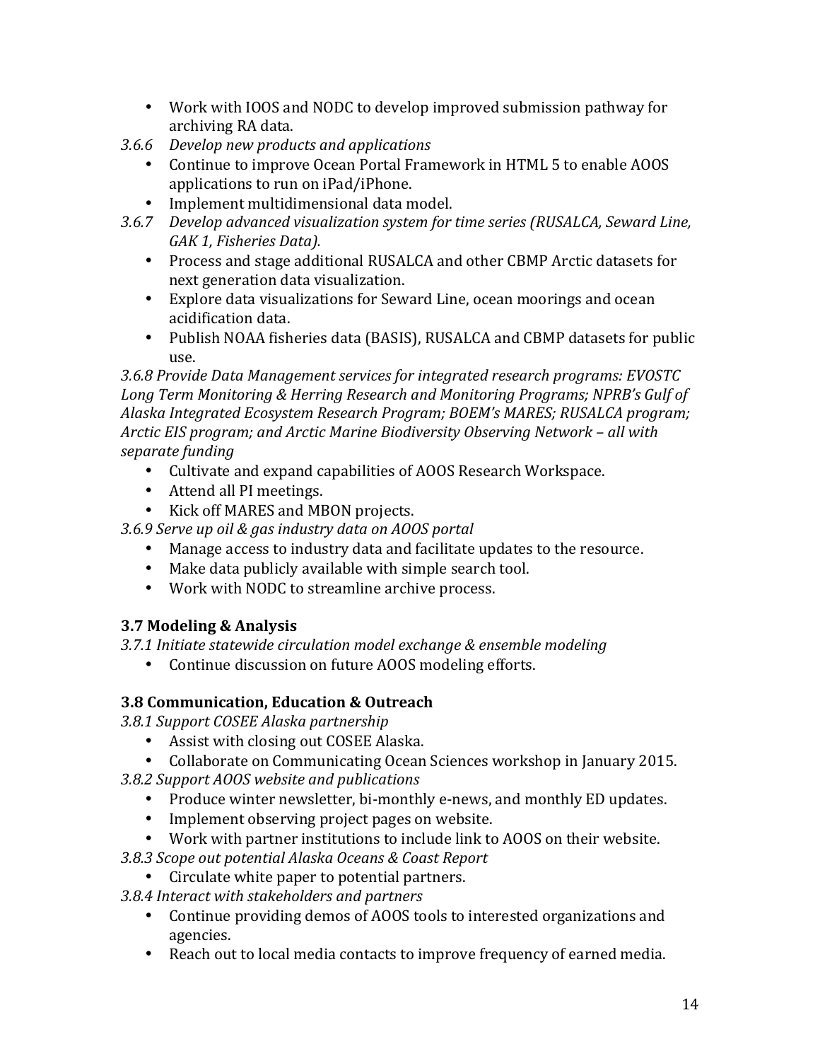- Work with IOOS and NODC to develop improved submission pathway for archiving RA data.

*3.6.6 Develop new products and applications*

- Continue to improve Ocean Portal Framework in HTML 5 to enable AOOS applications to run on iPad/iPhone.
- Implement multidimensional data model.

*3.6.7 Develop advanced visualization system for time series (RUSALCA, Seward Line, GAK 1, Fisheries Data).*

- Process and stage additional RUSALCA and other CBMP Arctic datasets for next generation data visualization.
- Explore data visualizations for Seward Line, ocean moorings and ocean acidification data.
- Publish NOAA fisheries data (BASIS), RUSALCA and CBMP datasets for public use.

*3.6.8 Provide Data Management services for integrated research programs: EVOSTC Long Term Monitoring & Herring Research and Monitoring Programs; NPRB's Gulf of Alaska Integrated Ecosystem Research Program; BOEM's MARES; RUSALCA program; Arctic EIS program; and Arctic Marine Biodiversity Observing Network – all with separate funding*

- Cultivate and expand capabilities of AOOS Research Workspace.
- Attend all PI meetings.
- Kick off MARES and MBON projects.

*3.6.9 Serve up oil & gas industry data on AOOS portal*

- Manage access to industry data and facilitate updates to the resource.
- Make data publicly available with simple search tool.
- Work with NODC to streamline archive process.

### 3.7 Modeling & Analysis

*3.7.1 Initiate statewide circulation model exchange & ensemble modeling*

- Continue discussion on future AOOS modeling efforts.

### 3.8 Communication, Education & Outreach

*3.8.1 Support COSEE Alaska partnership*

- Assist with closing out COSEE Alaska.
- Collaborate on Communicating Ocean Sciences workshop in January 2015.

*3.8.2 Support AOOS website and publications*

- Produce winter newsletter, bi-monthly e-news, and monthly ED updates.
- Implement observing project pages on website.
- Work with partner institutions to include link to AOOS on their website.

*3.8.3 Scope out potential Alaska Oceans & Coast Report*

- Circulate white paper to potential partners.

*3.8.4 Interact with stakeholders and partners*

- Continue providing demos of AOOS tools to interested organizations and agencies.
- Reach out to local media contacts to improve frequency of earned media.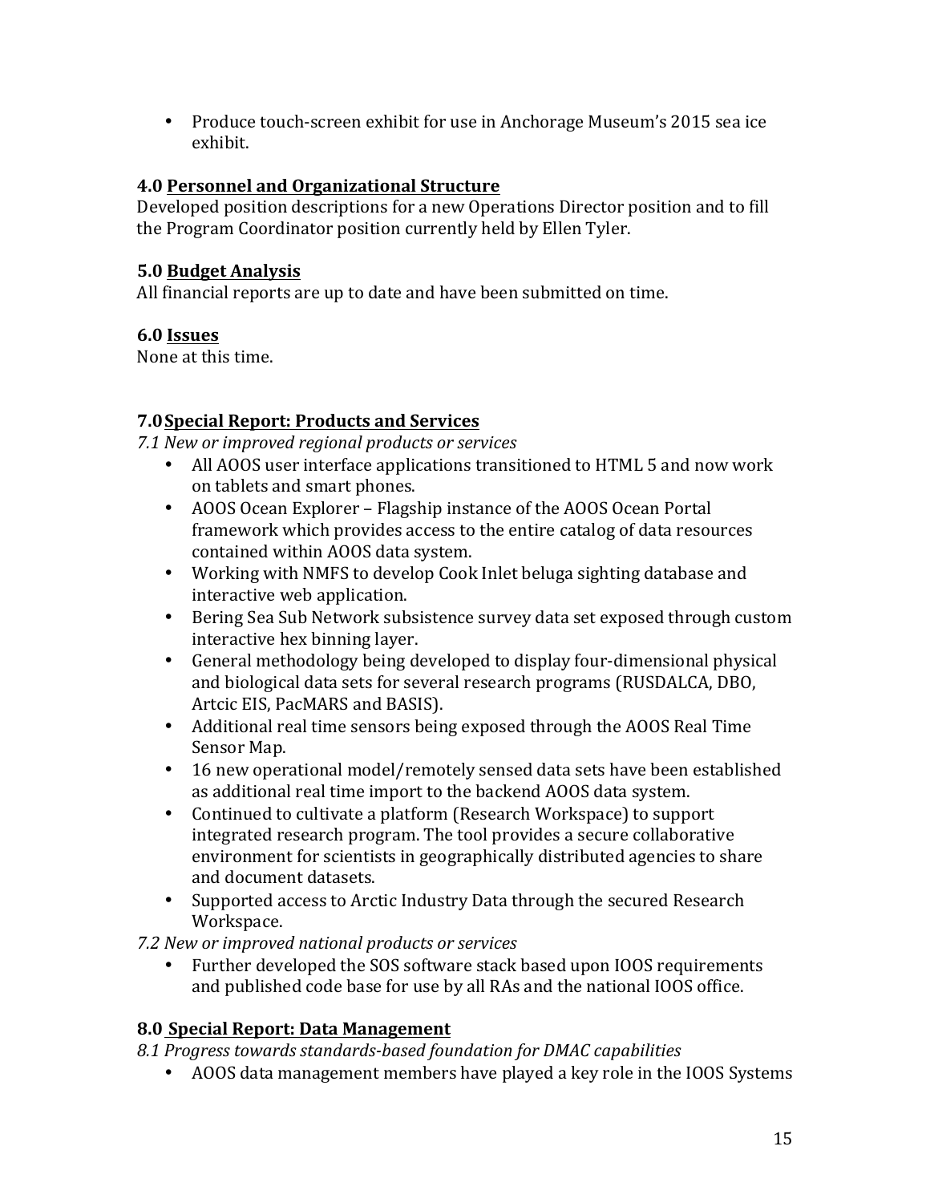- Produce touch-screen exhibit for use in Anchorage Museum's 2015 sea ice exhibit.

### 4.0 Personnel and Organizational Structure

Developed position descriptions for a new Operations Director position and to fill the Program Coordinator position currently held by Ellen Tyler.

### 5.0 Budget Analysis

All financial reports are up to date and have been submitted on time.

### 6.0 Issues

None at this time.

### 7.0 Special Report: Products and Services

*7.1 New or improved regional products or services*

- All AOOS user interface applications transitioned to HTML 5 and now work on tablets and smart phones.
- AOOS Ocean Explorer – Flagship instance of the AOOS Ocean Portal framework which provides access to the entire catalog of data resources contained within AOOS data system.
- Working with NMFS to develop Cook Inlet beluga sighting database and interactive web application.
- Bering Sea Sub Network subsistence survey data set exposed through custom interactive hex binning layer.
- General methodology being developed to display four-dimensional physical and biological data sets for several research programs (RUSDALCA, DBO, Artcic EIS, PacMARS and BASIS).
- Additional real time sensors being exposed through the AOOS Real Time Sensor Map.
- 16 new operational model/remotely sensed data sets have been established as additional real time import to the backend AOOS data system.
- Continued to cultivate a platform (Research Workspace) to support integrated research program. The tool provides a secure collaborative environment for scientists in geographically distributed agencies to share and document datasets.
- Supported access to Arctic Industry Data through the secured Research Workspace.

*7.2 New or improved national products or services*

- Further developed the SOS software stack based upon IOOS requirements and published code base for use by all RAs and the national IOOS office.

### 8.0 Special Report: Data Management

*8.1 Progress towards standards-based foundation for DMAC capabilities*

- AOOS data management members have played a key role in the IOOS Systems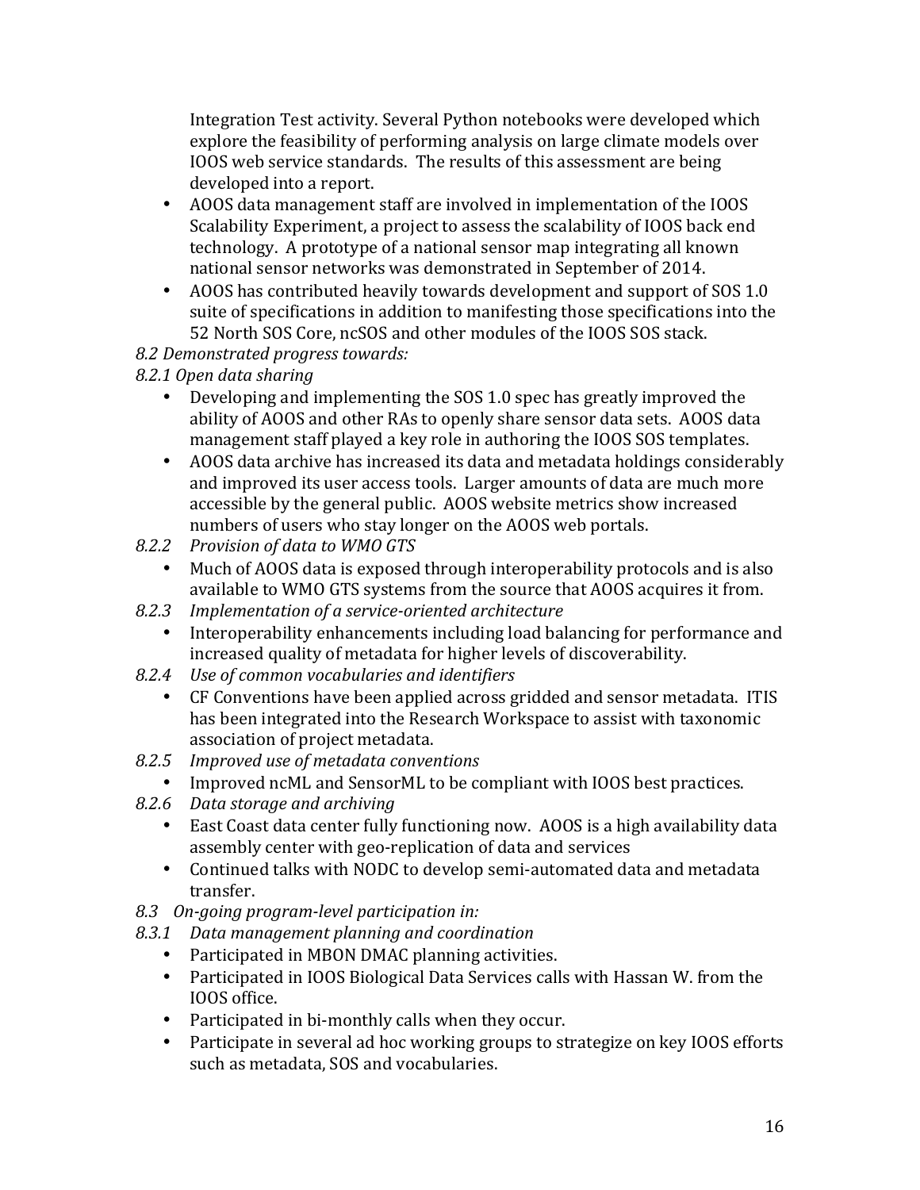Integration Test activity. Several Python notebooks were developed which explore the feasibility of performing analysis on large climate models over IOOS web service standards. The results of this assessment are being developed into a report.

- AOOS data management staff are involved in implementation of the IOOS Scalability Experiment, a project to assess the scalability of IOOS back end technology. A prototype of a national sensor map integrating all known national sensor networks was demonstrated in September of 2014.
- AOOS has contributed heavily towards development and support of SOS 1.0 suite of specifications in addition to manifesting those specifications into the 52 North SOS Core, ncSOS and other modules of the IOOS SOS stack.

*8.2 Demonstrated progress towards:*

*8.2.1 Open data sharing*

- Developing and implementing the SOS 1.0 spec has greatly improved the ability of AOOS and other RAs to openly share sensor data sets. AOOS data management staff played a key role in authoring the IOOS SOS templates.
- AOOS data archive has increased its data and metadata holdings considerably and improved its user access tools. Larger amounts of data are much more accessible by the general public. AOOS website metrics show increased numbers of users who stay longer on the AOOS web portals.

*8.2.2 Provision of data to WMO GTS*

- Much of AOOS data is exposed through interoperability protocols and is also available to WMO GTS systems from the source that AOOS acquires it from.

*8.2.3 Implementation of a service-oriented architecture*

- Interoperability enhancements including load balancing for performance and increased quality of metadata for higher levels of discoverability.

*8.2.4 Use of common vocabularies and identifiers*

- CF Conventions have been applied across gridded and sensor metadata. ITIS has been integrated into the Research Workspace to assist with taxonomic association of project metadata.

*8.2.5 Improved use of metadata conventions*

- Improved ncML and SensorML to be compliant with IOOS best practices.

*8.2.6 Data storage and archiving*

- East Coast data center fully functioning now. AOOS is a high availability data assembly center with geo-replication of data and services
- Continued talks with NODC to develop semi-automated data and metadata transfer.

*8.3 On-going program-level participation in:*

*8.3.1 Data management planning and coordination*

- Participated in MBON DMAC planning activities.
- Participated in IOOS Biological Data Services calls with Hassan W. from the IOOS office.
- Participated in bi-monthly calls when they occur.
- Participate in several ad hoc working groups to strategize on key IOOS efforts such as metadata, SOS and vocabularies.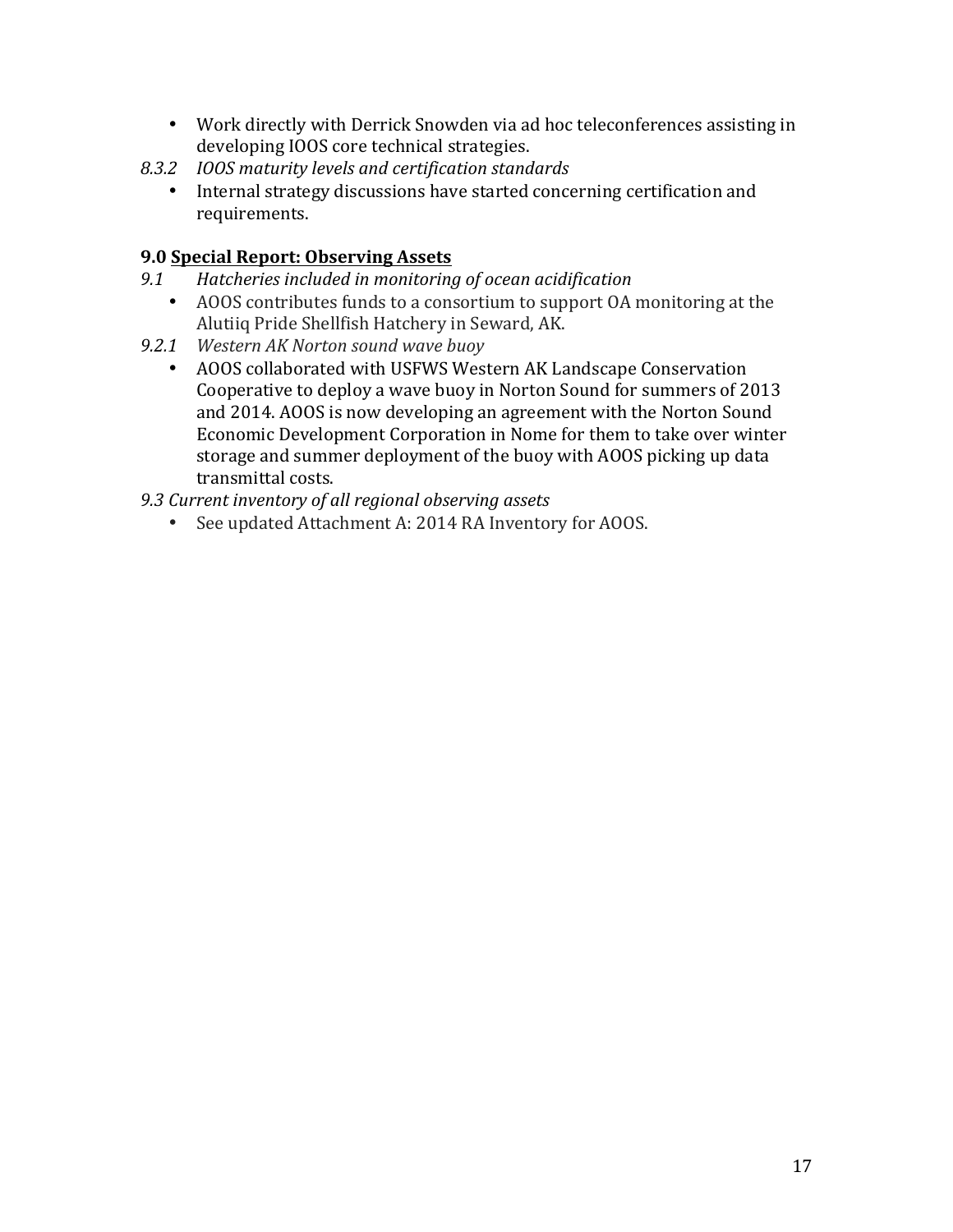- Work directly with Derrick Snowden via ad hoc teleconferences assisting in developing IOOS core technical strategies.

*8.3.2 IOOS maturity levels and certification standards*

- Internal strategy discussions have started concerning certification and requirements.

## 9.0 Special Report: Observing Assets

*9.1 Hatcheries included in monitoring of ocean acidification*

- AOOS contributes funds to a consortium to support OA monitoring at the Alutiiq Pride Shellfish Hatchery in Seward, AK.

*9.2.1 Western AK Norton sound wave buoy*

- AOOS collaborated with USFWS Western AK Landscape Conservation Cooperative to deploy a wave buoy in Norton Sound for summers of 2013 and 2014. AOOS is now developing an agreement with the Norton Sound Economic Development Corporation in Nome for them to take over winter storage and summer deployment of the buoy with AOOS picking up data transmittal costs.

*9.3 Current inventory of all regional observing assets*

- See updated Attachment A: 2014 RA Inventory for AOOS.